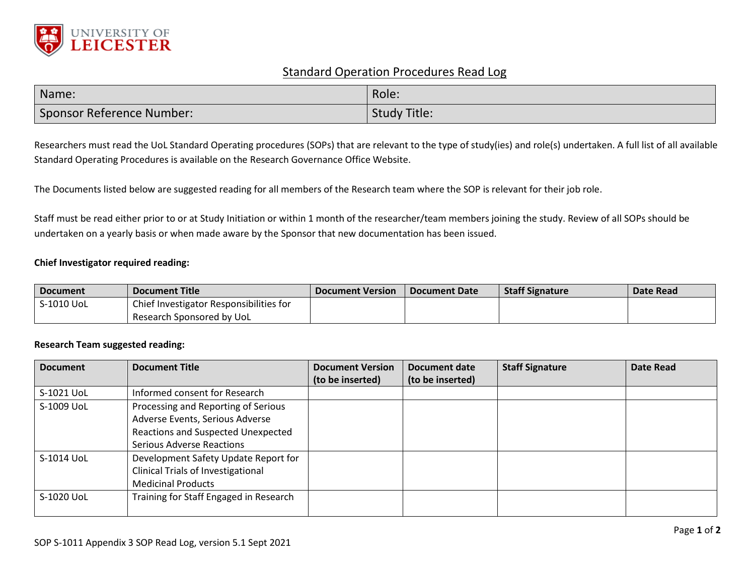UNIVERSITY OF LEICESTER

# Standard Operation Procedures Read Log

| Name: | Role: |
| --- | --- |
| Sponsor Reference Number: | Study Title: |

Researchers must read the UoL Standard Operating procedures (SOPs) that are relevant to the type of study(ies) and role(s) undertaken. A full list of all available Standard Operating Procedures is available on the Research Governance Office Website.

The Documents listed below are suggested reading for all members of the Research team where the SOP is relevant for their job role.

Staff must be read either prior to or at Study Initiation or within 1 month of the researcher/team members joining the study. Review of all SOPs should be undertaken on a yearly basis or when made aware by the Sponsor that new documentation has been issued.

**Chief Investigator required reading:**

| Document | Document Title | Document Version | Document Date | Staff Signature | Date Read |
| --- | --- | --- | --- | --- | --- |
| S-1010 UoL | Chief Investigator Responsibilities for Research Sponsored by UoL | | | | |

**Research Team suggested reading:**

| Document | Document Title | Document Version (to be inserted) | Document date (to be inserted) | Staff Signature | Date Read |
| --- | --- | --- | --- | --- | --- |
| S-1021 UoL | Informed consent for Research | | | | |
| S-1009 UoL | Processing and Reporting of Serious Adverse Events, Serious Adverse Reactions and Suspected Unexpected Serious Adverse Reactions | | | | |
| S-1014 UoL | Development Safety Update Report for Clinical Trials of Investigational Medicinal Products | | | | |
| S-1020 UoL | Training for Staff Engaged in Research | | | | |

SOP S-1011 Appendix 3 SOP Read Log, version 5.1 Sept 2021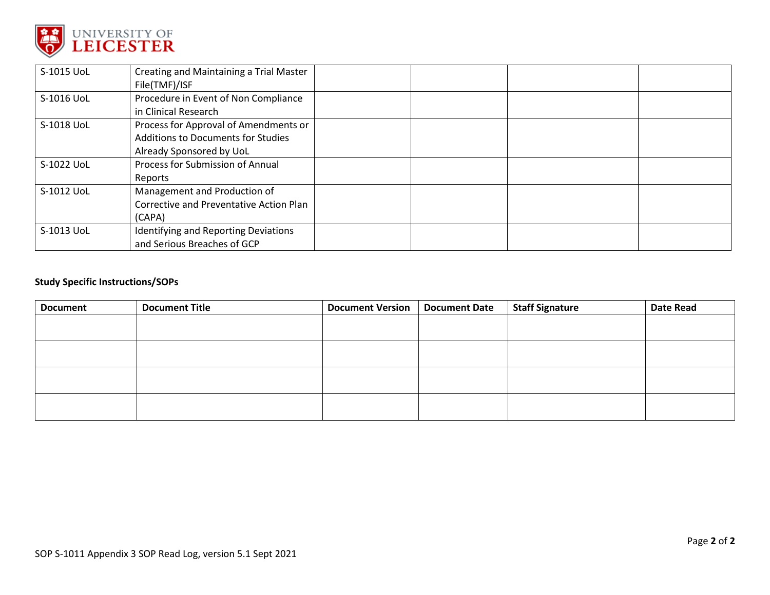| | | | | | |
|---|---|---|---|---|---|
| S-1015 UoL | Creating and Maintaining a Trial Master File(TMF)/ISF | | | | |
| S-1016 UoL | Procedure in Event of Non Compliance in Clinical Research | | | | |
| S-1018 UoL | Process for Approval of Amendments or Additions to Documents for Studies Already Sponsored by UoL | | | | |
| S-1022 UoL | Process for Submission of Annual Reports | | | | |
| S-1012 UoL | Management and Production of Corrective and Preventative Action Plan (CAPA) | | | | |
| S-1013 UoL | Identifying and Reporting Deviations and Serious Breaches of GCP | | | | |

**Study Specific Instructions/SOPs**

| Document | Document Title | Document Version | Document Date | Staff Signature | Date Read |
|---|---|---|---|---|---|
| | | | | | |
| | | | | | |
| | | | | | |
| | | | | | |

SOP S-1011 Appendix 3 SOP Read Log, version 5.1 Sept 2021